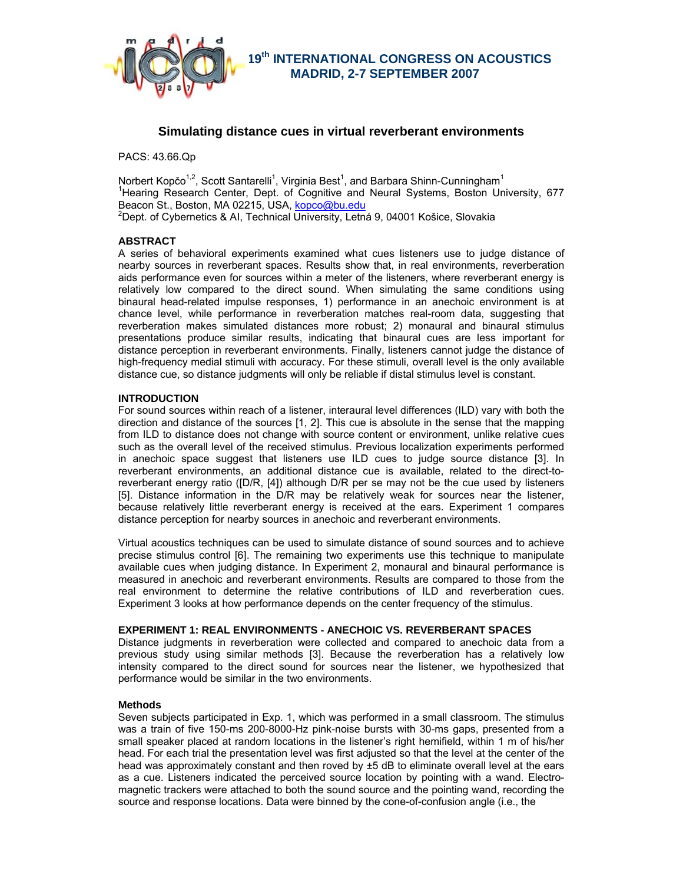19th INTERNATIONAL CONGRESS ON ACOUSTICS
MADRID, 2-7 SEPTEMBER 2007

# Simulating distance cues in virtual reverberant environments

PACS: 43.66.Qp

Norbert Kopčo[1,2], Scott Santarelli[1], Virginia Best[1], and Barbara Shinn-Cunningham[1]
[1]Hearing Research Center, Dept. of Cognitive and Neural Systems, Boston University, 677 Beacon St., Boston, MA 02215, USA, kopco@bu.edu
[2]Dept. of Cybernetics & AI, Technical University, Letná 9, 04001 Košice, Slovakia

## ABSTRACT

A series of behavioral experiments examined what cues listeners use to judge distance of nearby sources in reverberant spaces. Results show that, in real environments, reverberation aids performance even for sources within a meter of the listeners, where reverberant energy is relatively low compared to the direct sound. When simulating the same conditions using binaural head-related impulse responses, 1) performance in an anechoic environment is at chance level, while performance in reverberation matches real-room data, suggesting that reverberation makes simulated distances more robust; 2) monaural and binaural stimulus presentations produce similar results, indicating that binaural cues are less important for distance perception in reverberant environments. Finally, listeners cannot judge the distance of high-frequency medial stimuli with accuracy. For these stimuli, overall level is the only available distance cue, so distance judgments will only be reliable if distal stimulus level is constant.

## INTRODUCTION

For sound sources within reach of a listener, interaural level differences (ILD) vary with both the direction and distance of the sources [1, 2]. This cue is absolute in the sense that the mapping from ILD to distance does not change with source content or environment, unlike relative cues such as the overall level of the received stimulus. Previous localization experiments performed in anechoic space suggest that listeners use ILD cues to judge source distance [3]. In reverberant environments, an additional distance cue is available, related to the direct-to-reverberant energy ratio ([D/R, [4]) although D/R per se may not be the cue used by listeners [5]. Distance information in the D/R may be relatively weak for sources near the listener, because relatively little reverberant energy is received at the ears. Experiment 1 compares distance perception for nearby sources in anechoic and reverberant environments.

Virtual acoustics techniques can be used to simulate distance of sound sources and to achieve precise stimulus control [6]. The remaining two experiments use this technique to manipulate available cues when judging distance. In Experiment 2, monaural and binaural performance is measured in anechoic and reverberant environments. Results are compared to those from the real environment to determine the relative contributions of ILD and reverberation cues. Experiment 3 looks at how performance depends on the center frequency of the stimulus.

## EXPERIMENT 1: REAL ENVIRONMENTS - ANECHOIC VS. REVERBERANT SPACES

Distance judgments in reverberation were collected and compared to anechoic data from a previous study using similar methods [3]. Because the reverberation has a relatively low intensity compared to the direct sound for sources near the listener, we hypothesized that performance would be similar in the two environments.

### Methods

Seven subjects participated in Exp. 1, which was performed in a small classroom. The stimulus was a train of five 150-ms 200-8000-Hz pink-noise bursts with 30-ms gaps, presented from a small speaker placed at random locations in the listener's right hemifield, within 1 m of his/her head. For each trial the presentation level was first adjusted so that the level at the center of the head was approximately constant and then roved by ±5 dB to eliminate overall level at the ears as a cue. Listeners indicated the perceived source location by pointing with a wand. Electromagnetic trackers were attached to both the sound source and the pointing wand, recording the source and response locations. Data were binned by the cone-of-confusion angle (i.e., the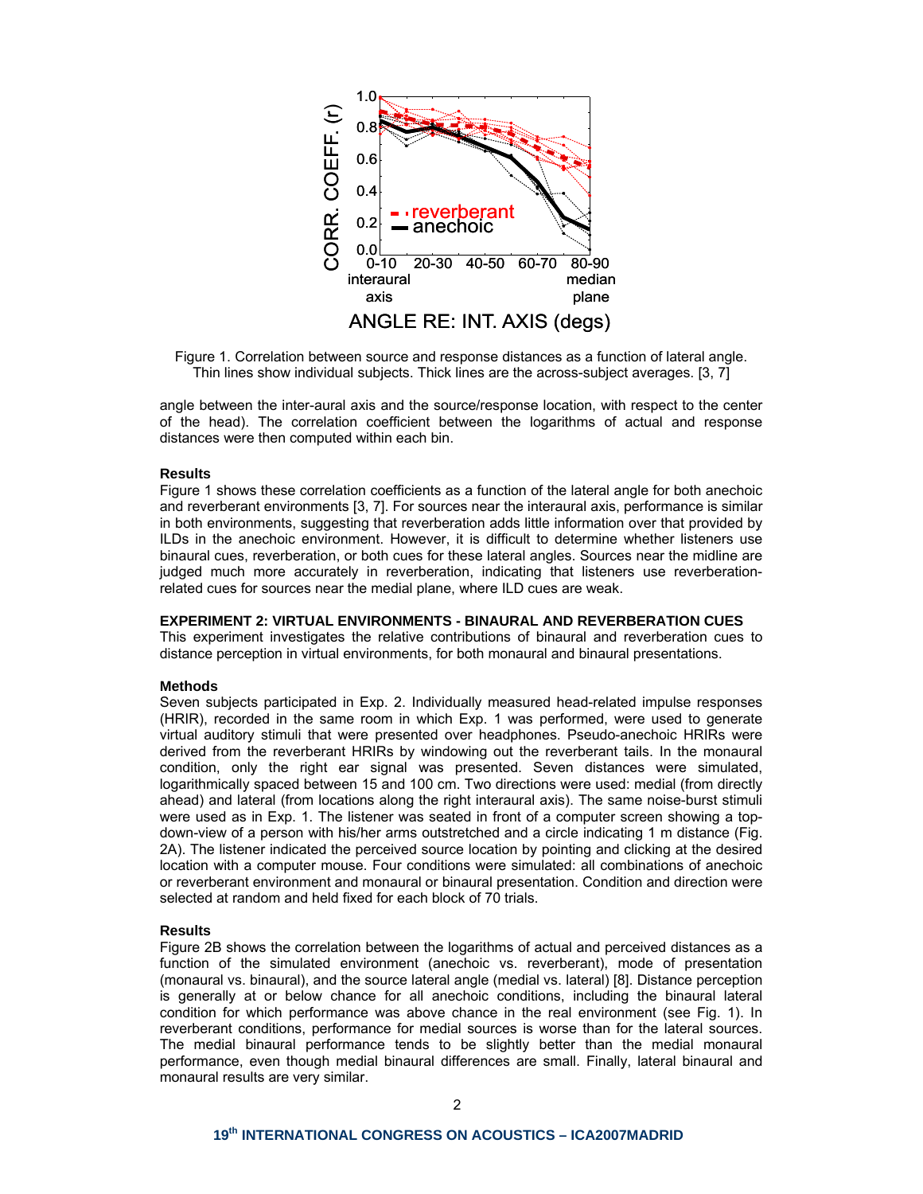Figure 1. Correlation between source and response distances as a function of lateral angle. Thin lines show individual subjects. Thick lines are the across-subject averages. [3, 7]

angle between the inter-aural axis and the source/response location, with respect to the center of the head). The correlation coefficient between the logarithms of actual and response distances were then computed within each bin.

### Results

Figure 1 shows these correlation coefficients as a function of the lateral angle for both anechoic and reverberant environments [3, 7]. For sources near the interaural axis, performance is similar in both environments, suggesting that reverberation adds little information over that provided by ILDs in the anechoic environment. However, it is difficult to determine whether listeners use binaural cues, reverberation, or both cues for these lateral angles. Sources near the midline are judged much more accurately in reverberation, indicating that listeners use reverberation-related cues for sources near the medial plane, where ILD cues are weak.

## EXPERIMENT 2: VIRTUAL ENVIRONMENTS - BINAURAL AND REVERBERATION CUES

This experiment investigates the relative contributions of binaural and reverberation cues to distance perception in virtual environments, for both monaural and binaural presentations.

### Methods

Seven subjects participated in Exp. 2. Individually measured head-related impulse responses (HRIR), recorded in the same room in which Exp. 1 was performed, were used to generate virtual auditory stimuli that were presented over headphones. Pseudo-anechoic HRIRs were derived from the reverberant HRIRs by windowing out the reverberant tails. In the monaural condition, only the right ear signal was presented. Seven distances were simulated, logarithmically spaced between 15 and 100 cm. Two directions were used: medial (from directly ahead) and lateral (from locations along the right interaural axis). The same noise-burst stimuli were used as in Exp. 1. The listener was seated in front of a computer screen showing a top-down-view of a person with his/her arms outstretched and a circle indicating 1 m distance (Fig. 2A). The listener indicated the perceived source location by pointing and clicking at the desired location with a computer mouse. Four conditions were simulated: all combinations of anechoic or reverberant environment and monaural or binaural presentation. Condition and direction were selected at random and held fixed for each block of 70 trials.

### Results

Figure 2B shows the correlation between the logarithms of actual and perceived distances as a function of the simulated environment (anechoic vs. reverberant), mode of presentation (monaural vs. binaural), and the source lateral angle (medial vs. lateral) [8]. Distance perception is generally at or below chance for all anechoic conditions, including the binaural lateral condition for which performance was above chance in the real environment (see Fig. 1). In reverberant conditions, performance for medial sources is worse than for the lateral sources. The medial binaural performance tends to be slightly better than the medial monaural performance, even though medial binaural differences are small. Finally, lateral binaural and monaural results are very similar.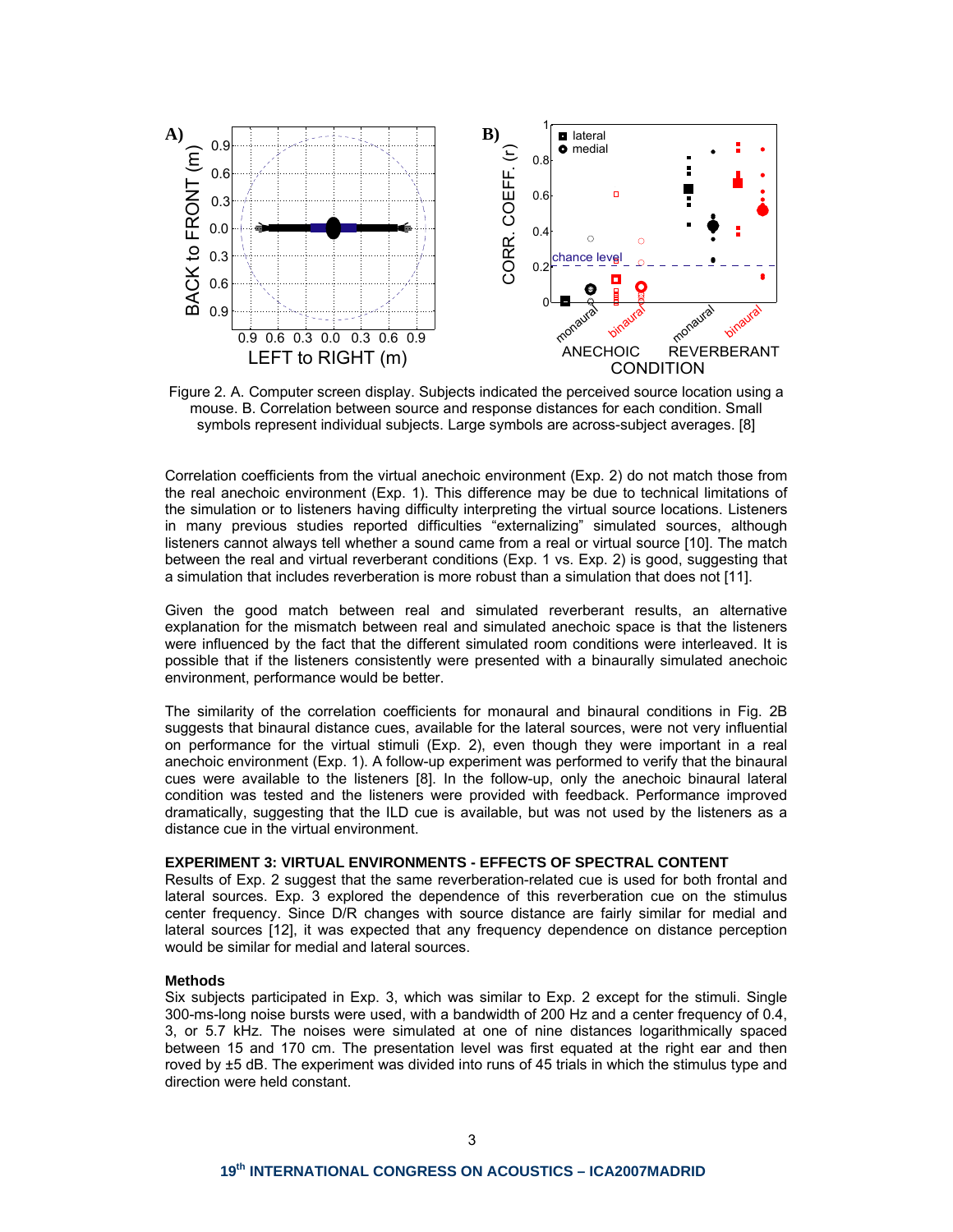Figure 2. A. Computer screen display. Subjects indicated the perceived source location using a mouse. B. Correlation between source and response distances for each condition. Small symbols represent individual subjects. Large symbols are across-subject averages. [8]

Correlation coefficients from the virtual anechoic environment (Exp. 2) do not match those from the real anechoic environment (Exp. 1). This difference may be due to technical limitations of the simulation or to listeners having difficulty interpreting the virtual source locations. Listeners in many previous studies reported difficulties "externalizing" simulated sources, although listeners cannot always tell whether a sound came from a real or virtual source [10]. The match between the real and virtual reverberant conditions (Exp. 1 vs. Exp. 2) is good, suggesting that a simulation that includes reverberation is more robust than a simulation that does not [11].

Given the good match between real and simulated reverberant results, an alternative explanation for the mismatch between real and simulated anechoic space is that the listeners were influenced by the fact that the different simulated room conditions were interleaved. It is possible that if the listeners consistently were presented with a binaurally simulated anechoic environment, performance would be better.

The similarity of the correlation coefficients for monaural and binaural conditions in Fig. 2B suggests that binaural distance cues, available for the lateral sources, were not very influential on performance for the virtual stimuli (Exp. 2), even though they were important in a real anechoic environment (Exp. 1). A follow-up experiment was performed to verify that the binaural cues were available to the listeners [8]. In the follow-up, only the anechoic binaural lateral condition was tested and the listeners were provided with feedback. Performance improved dramatically, suggesting that the ILD cue is available, but was not used by the listeners as a distance cue in the virtual environment.

## EXPERIMENT 3: VIRTUAL ENVIRONMENTS - EFFECTS OF SPECTRAL CONTENT

Results of Exp. 2 suggest that the same reverberation-related cue is used for both frontal and lateral sources. Exp. 3 explored the dependence of this reverberation cue on the stimulus center frequency. Since D/R changes with source distance are fairly similar for medial and lateral sources [12], it was expected that any frequency dependence on distance perception would be similar for medial and lateral sources.

### Methods

Six subjects participated in Exp. 3, which was similar to Exp. 2 except for the stimuli. Single 300-ms-long noise bursts were used, with a bandwidth of 200 Hz and a center frequency of 0.4, 3, or 5.7 kHz. The noises were simulated at one of nine distances logarithmically spaced between 15 and 170 cm. The presentation level was first equated at the right ear and then roved by ±5 dB. The experiment was divided into runs of 45 trials in which the stimulus type and direction were held constant.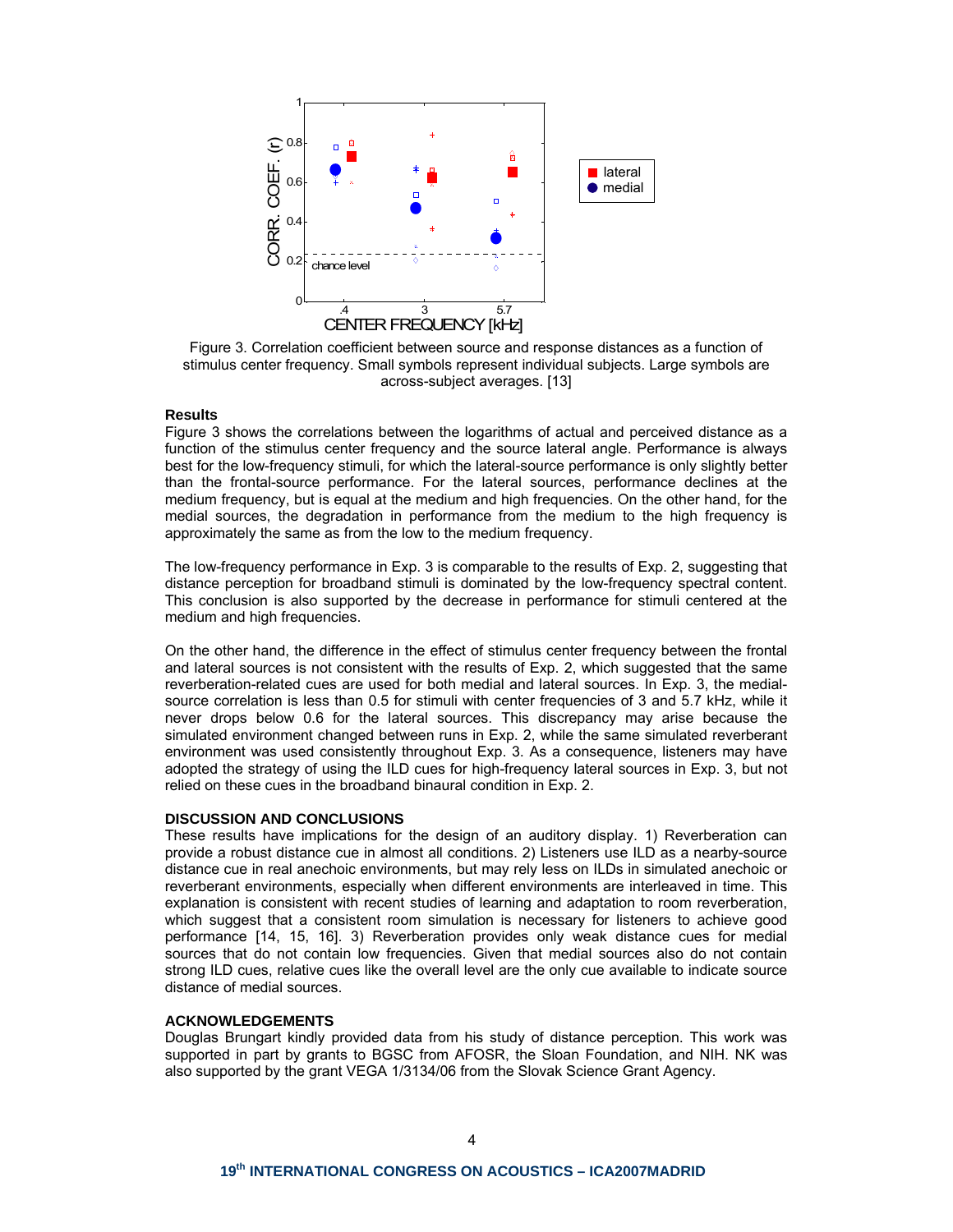Figure 3. Correlation coefficient between source and response distances as a function of stimulus center frequency. Small symbols represent individual subjects. Large symbols are across-subject averages. [13]

**Results**

Figure 3 shows the correlations between the logarithms of actual and perceived distance as a function of the stimulus center frequency and the source lateral angle. Performance is always best for the low-frequency stimuli, for which the lateral-source performance is only slightly better than the frontal-source performance. For the lateral sources, performance declines at the medium frequency, but is equal at the medium and high frequencies. On the other hand, for the medial sources, the degradation in performance from the medium to the high frequency is approximately the same as from the low to the medium frequency.

The low-frequency performance in Exp. 3 is comparable to the results of Exp. 2, suggesting that distance perception for broadband stimuli is dominated by the low-frequency spectral content. This conclusion is also supported by the decrease in performance for stimuli centered at the medium and high frequencies.

On the other hand, the difference in the effect of stimulus center frequency between the frontal and lateral sources is not consistent with the results of Exp. 2, which suggested that the same reverberation-related cues are used for both medial and lateral sources. In Exp. 3, the medial-source correlation is less than 0.5 for stimuli with center frequencies of 3 and 5.7 kHz, while it never drops below 0.6 for the lateral sources. This discrepancy may arise because the simulated environment changed between runs in Exp. 2, while the same simulated reverberant environment was used consistently throughout Exp. 3. As a consequence, listeners may have adopted the strategy of using the ILD cues for high-frequency lateral sources in Exp. 3, but not relied on these cues in the broadband binaural condition in Exp. 2.

**DISCUSSION AND CONCLUSIONS**

These results have implications for the design of an auditory display. 1) Reverberation can provide a robust distance cue in almost all conditions. 2) Listeners use ILD as a nearby-source distance cue in real anechoic environments, but may rely less on ILDs in simulated anechoic or reverberant environments, especially when different environments are interleaved in time. This explanation is consistent with recent studies of learning and adaptation to room reverberation, which suggest that a consistent room simulation is necessary for listeners to achieve good performance [14, 15, 16]. 3) Reverberation provides only weak distance cues for medial sources that do not contain low frequencies. Given that medial sources also do not contain strong ILD cues, relative cues like the overall level are the only cue available to indicate source distance of medial sources.

**ACKNOWLEDGEMENTS**

Douglas Brungart kindly provided data from his study of distance perception. This work was supported in part by grants to BGSC from AFOSR, the Sloan Foundation, and NIH. NK was also supported by the grant VEGA 1/3134/06 from the Slovak Science Grant Agency.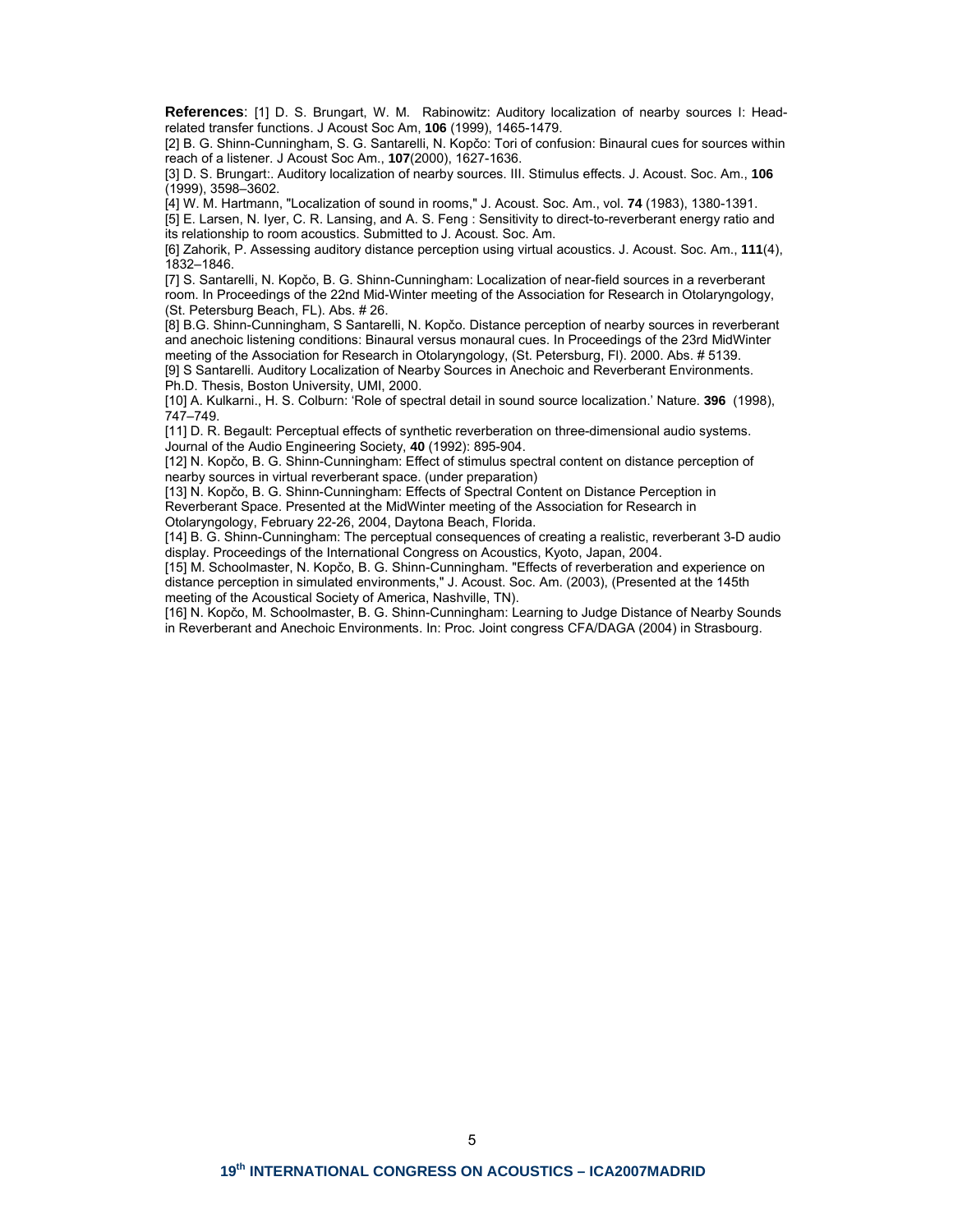**References**: [1] D. S. Brungart, W. M. Rabinowitz: Auditory localization of nearby sources I: Head-related transfer functions. J Acoust Soc Am, **106** (1999), 1465-1479.

[2] B. G. Shinn-Cunningham, S. G. Santarelli, N. Kopčo: Tori of confusion: Binaural cues for sources within reach of a listener. J Acoust Soc Am., **107**(2000), 1627-1636.

[3] D. S. Brungart:. Auditory localization of nearby sources. III. Stimulus effects. J. Acoust. Soc. Am., **106** (1999), 3598–3602.

[4] W. M. Hartmann, "Localization of sound in rooms," J. Acoust. Soc. Am., vol. **74** (1983), 1380-1391.

[5] E. Larsen, N. Iyer, C. R. Lansing, and A. S. Feng : Sensitivity to direct-to-reverberant energy ratio and its relationship to room acoustics. Submitted to J. Acoust. Soc. Am.

[6] Zahorik, P. Assessing auditory distance perception using virtual acoustics. J. Acoust. Soc. Am., **111**(4), 1832–1846.

[7] S. Santarelli, N. Kopčo, B. G. Shinn-Cunningham: Localization of near-field sources in a reverberant room. In Proceedings of the 22nd Mid-Winter meeting of the Association for Research in Otolaryngology, (St. Petersburg Beach, FL). Abs. # 26.

[8] B.G. Shinn-Cunningham, S Santarelli, N. Kopčo. Distance perception of nearby sources in reverberant and anechoic listening conditions: Binaural versus monaural cues. In Proceedings of the 23rd MidWinter meeting of the Association for Research in Otolaryngology, (St. Petersburg, Fl). 2000. Abs. # 5139.

[9] S Santarelli. Auditory Localization of Nearby Sources in Anechoic and Reverberant Environments. Ph.D. Thesis, Boston University, UMI, 2000.

[10] A. Kulkarni., H. S. Colburn: 'Role of spectral detail in sound source localization.' Nature. **396** (1998), 747–749.

[11] D. R. Begault: Perceptual effects of synthetic reverberation on three-dimensional audio systems. Journal of the Audio Engineering Society, **40** (1992): 895-904.

[12] N. Kopčo, B. G. Shinn-Cunningham: Effect of stimulus spectral content on distance perception of nearby sources in virtual reverberant space. (under preparation)

[13] N. Kopčo, B. G. Shinn-Cunningham: Effects of Spectral Content on Distance Perception in Reverberant Space. Presented at the MidWinter meeting of the Association for Research in Otolaryngology, February 22-26, 2004, Daytona Beach, Florida.

[14] B. G. Shinn-Cunningham: The perceptual consequences of creating a realistic, reverberant 3-D audio display. Proceedings of the International Congress on Acoustics, Kyoto, Japan, 2004.

[15] M. Schoolmaster, N. Kopčo, B. G. Shinn-Cunningham. "Effects of reverberation and experience on distance perception in simulated environments," J. Acoust. Soc. Am. (2003), (Presented at the 145th meeting of the Acoustical Society of America, Nashville, TN).

[16] N. Kopčo, M. Schoolmaster, B. G. Shinn-Cunningham: Learning to Judge Distance of Nearby Sounds in Reverberant and Anechoic Environments. In: Proc. Joint congress CFA/DAGA (2004) in Strasbourg.